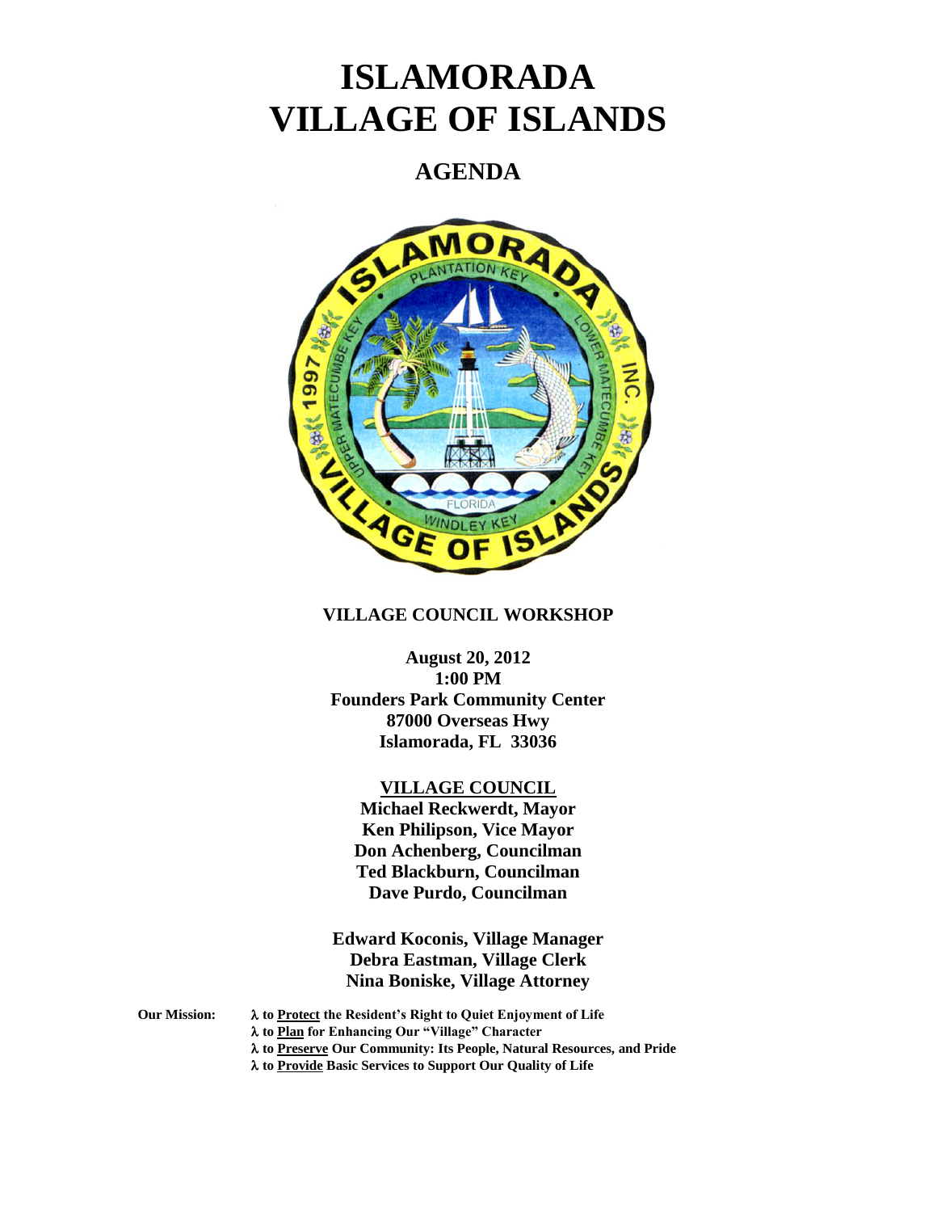# ISLAMORADA VILLAGE OF ISLANDS

## AGENDA

**VILLAGE COUNCIL WORKSHOP**

**August 20, 2012**
**1:00 PM**
**Founders Park Community Center**
**87000 Overseas Hwy**
**Islamorada, FL 33036**

**VILLAGE COUNCIL**

**Michael Reckwerdt, Mayor**
**Ken Philipson, Vice Mayor**
**Don Achenberg, Councilman**
**Ted Blackburn, Councilman**
**Dave Purdo, Councilman**

**Edward Koconis, Village Manager**
**Debra Eastman, Village Clerk**
**Nina Boniske, Village Attorney**

**Our Mission:**

- λ **to Protect the Resident's Right to Quiet Enjoyment of Life**
- λ **to Plan for Enhancing Our "Village" Character**
- λ **to Preserve Our Community: Its People, Natural Resources, and Pride**
- λ **to Provide Basic Services to Support Our Quality of Life**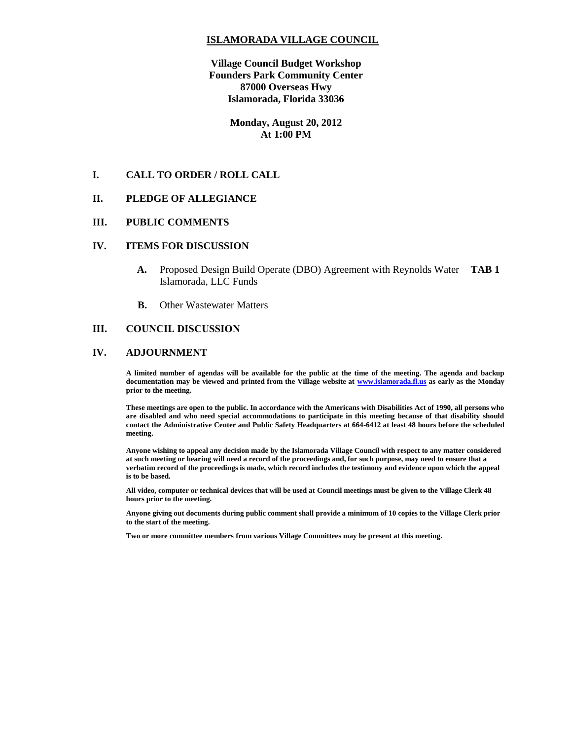# ISLAMORADA VILLAGE COUNCIL

**Village Council Budget Workshop**
**Founders Park Community Center**
**87000 Overseas Hwy**
**Islamorada, Florida 33036**

**Monday, August 20, 2012**
**At 1:00 PM**

## I. CALL TO ORDER / ROLL CALL

## II. PLEDGE OF ALLEGIANCE

## III. PUBLIC COMMENTS

## IV. ITEMS FOR DISCUSSION

**A.** Proposed Design Build Operate (DBO) Agreement with Reynolds Water Islamorada, LLC Funds **TAB 1**

**B.** Other Wastewater Matters

## III. COUNCIL DISCUSSION

## IV. ADJOURNMENT

**A limited number of agendas will be available for the public at the time of the meeting. The agenda and backup documentation may be viewed and printed from the Village website at www.islamorada.fl.us as early as the Monday prior to the meeting.**

**These meetings are open to the public. In accordance with the Americans with Disabilities Act of 1990, all persons who are disabled and who need special accommodations to participate in this meeting because of that disability should contact the Administrative Center and Public Safety Headquarters at 664-6412 at least 48 hours before the scheduled meeting.**

**Anyone wishing to appeal any decision made by the Islamorada Village Council with respect to any matter considered at such meeting or hearing will need a record of the proceedings and, for such purpose, may need to ensure that a verbatim record of the proceedings is made, which record includes the testimony and evidence upon which the appeal is to be based.**

**All video, computer or technical devices that will be used at Council meetings must be given to the Village Clerk 48 hours prior to the meeting.**

**Anyone giving out documents during public comment shall provide a minimum of 10 copies to the Village Clerk prior to the start of the meeting.**

**Two or more committee members from various Village Committees may be present at this meeting.**